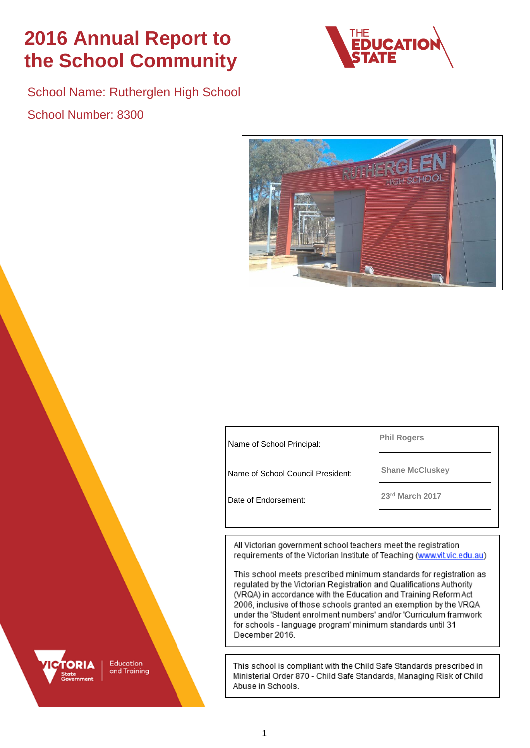# 2016 Annual Report to the School Community

School Name: Rutherglen High School

School Number: 8300

| | |
|---|---|
| Name of School Principal: | Phil Rogers |
| Name of School Council President: | Shane McCluskey |
| Date of Endorsement: | 23rd March 2017 |

All Victorian government school teachers meet the registration requirements of the Victorian Institute of Teaching (www.vit.vic.edu.au)

This school meets prescribed minimum standards for registration as regulated by the Victorian Registration and Qualifications Authority (VRQA) in accordance with the Education and Training Reform Act 2006, inclusive of those schools granted an exemption by the VRQA under the 'Student enrolment numbers' and/or 'Curriculum framwork for schools - language program' minimum standards until 31 December 2016.

This school is compliant with the Child Safe Standards prescribed in Ministerial Order 870 - Child Safe Standards, Managing Risk of Child Abuse in Schools.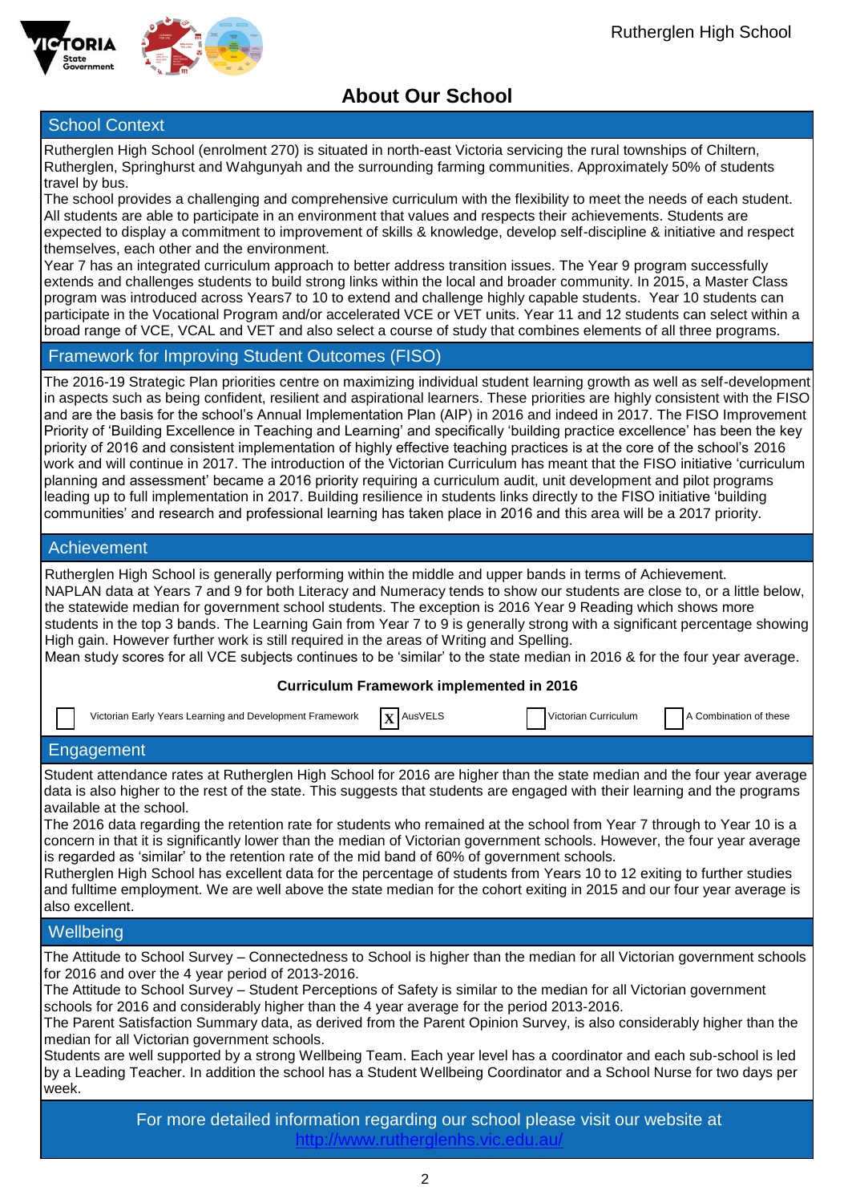# About Our School

## School Context

Rutherglen High School (enrolment 270) is situated in north-east Victoria servicing the rural townships of Chiltern, Rutherglen, Springhurst and Wahgunyah and the surrounding farming communities. Approximately 50% of students travel by bus.

The school provides a challenging and comprehensive curriculum with the flexibility to meet the needs of each student. All students are able to participate in an environment that values and respects their achievements. Students are expected to display a commitment to improvement of skills & knowledge, develop self-discipline & initiative and respect themselves, each other and the environment.

Year 7 has an integrated curriculum approach to better address transition issues. The Year 9 program successfully extends and challenges students to build strong links within the local and broader community. In 2015, a Master Class program was introduced across Years7 to 10 to extend and challenge highly capable students. Year 10 students can participate in the Vocational Program and/or accelerated VCE or VET units. Year 11 and 12 students can select within a broad range of VCE, VCAL and VET and also select a course of study that combines elements of all three programs.

## Framework for Improving Student Outcomes (FISO)

The 2016-19 Strategic Plan priorities centre on maximizing individual student learning growth as well as self-development in aspects such as being confident, resilient and aspirational learners. These priorities are highly consistent with the FISO and are the basis for the school's Annual Implementation Plan (AIP) in 2016 and indeed in 2017. The FISO Improvement Priority of 'Building Excellence in Teaching and Learning' and specifically 'building practice excellence' has been the key priority of 2016 and consistent implementation of highly effective teaching practices is at the core of the school's 2016 work and will continue in 2017. The introduction of the Victorian Curriculum has meant that the FISO initiative 'curriculum planning and assessment' became a 2016 priority requiring a curriculum audit, unit development and pilot programs leading up to full implementation in 2017. Building resilience in students links directly to the FISO initiative 'building communities' and research and professional learning has taken place in 2016 and this area will be a 2017 priority.

## Achievement

Rutherglen High School is generally performing within the middle and upper bands in terms of Achievement.
NAPLAN data at Years 7 and 9 for both Literacy and Numeracy tends to show our students are close to, or a little below, the statewide median for government school students. The exception is 2016 Year 9 Reading which shows more students in the top 3 bands. The Learning Gain from Year 7 to 9 is generally strong with a significant percentage showing High gain. However further work is still required in the areas of Writing and Spelling.
Mean study scores for all VCE subjects continues to be 'similar' to the state median in 2016 & for the four year average.

**Curriculum Framework implemented in 2016**

- [ ] Victorian Early Years Learning and Development Framework
- [x] AusVELS
- [ ] Victorian Curriculum
- [ ] A Combination of these

## Engagement

Student attendance rates at Rutherglen High School for 2016 are higher than the state median and the four year average data is also higher to the rest of the state. This suggests that students are engaged with their learning and the programs available at the school.

The 2016 data regarding the retention rate for students who remained at the school from Year 7 through to Year 10 is a concern in that it is significantly lower than the median of Victorian government schools. However, the four year average is regarded as 'similar' to the retention rate of the mid band of 60% of government schools.

Rutherglen High School has excellent data for the percentage of students from Years 10 to 12 exiting to further studies and fulltime employment. We are well above the state median for the cohort exiting in 2015 and our four year average is also excellent.

## Wellbeing

The Attitude to School Survey – Connectedness to School is higher than the median for all Victorian government schools for 2016 and over the 4 year period of 2013-2016.

The Attitude to School Survey – Student Perceptions of Safety is similar to the median for all Victorian government schools for 2016 and considerably higher than the 4 year average for the period 2013-2016.

The Parent Satisfaction Summary data, as derived from the Parent Opinion Survey, is also considerably higher than the median for all Victorian government schools.

Students are well supported by a strong Wellbeing Team. Each year level has a coordinator and each sub-school is led by a Leading Teacher. In addition the school has a Student Wellbeing Coordinator and a School Nurse for two days per week.

For more detailed information regarding our school please visit our website at [http://www.rutherglenhs.vic.edu.au/](http://www.rutherglenhs.vic.edu.au/)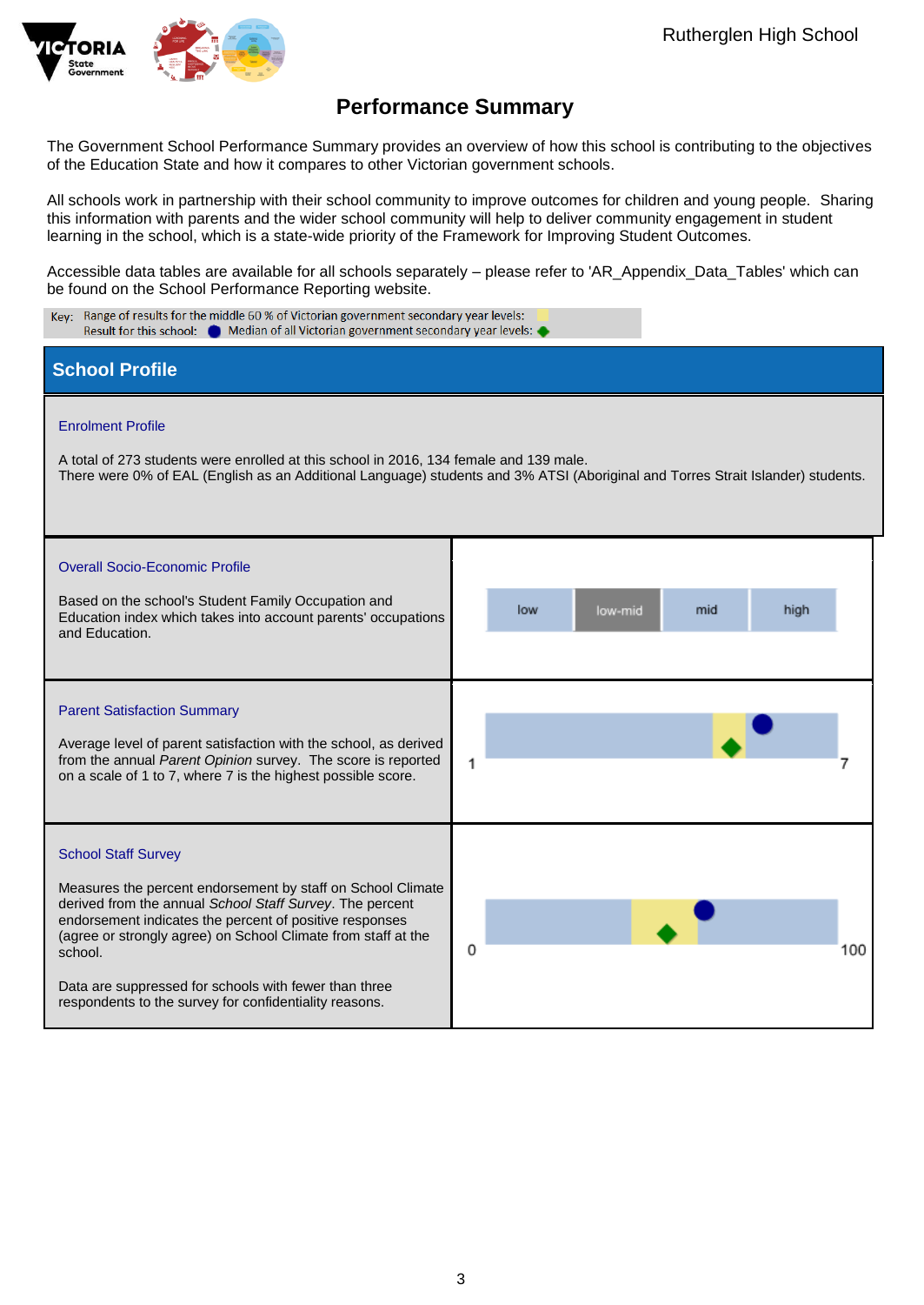# Performance Summary

The Government School Performance Summary provides an overview of how this school is contributing to the objectives of the Education State and how it compares to other Victorian government schools.

All schools work in partnership with their school community to improve outcomes for children and young people. Sharing this information with parents and the wider school community will help to deliver community engagement in student learning in the school, which is a state-wide priority of the Framework for Improving Student Outcomes.

Accessible data tables are available for all schools separately – please refer to 'AR_Appendix_Data_Tables' which can be found on the School Performance Reporting website.

Key: Range of results for the middle 60 % of Victorian government secondary year levels:
Result for this school: ● Median of all Victorian government secondary year levels: ◆

## School Profile

### Enrolment Profile

A total of 273 students were enrolled at this school in 2016, 134 female and 139 male.
There were 0% of EAL (English as an Additional Language) students and 3% ATSI (Aboriginal and Torres Strait Islander) students.

### Overall Socio-Economic Profile

Based on the school's Student Family Occupation and Education index which takes into account parents' occupations and Education.

low | **low-mid** | mid | high

### Parent Satisfaction Summary

Average level of parent satisfaction with the school, as derived from the annual *Parent Opinion* survey. The score is reported on a scale of 1 to 7, where 7 is the highest possible score.

1 — 7

### School Staff Survey

Measures the percent endorsement by staff on School Climate derived from the annual *School Staff Survey*. The percent endorsement indicates the percent of positive responses (agree or strongly agree) on School Climate from staff at the school.

Data are suppressed for schools with fewer than three respondents to the survey for confidentiality reasons.

0 — 100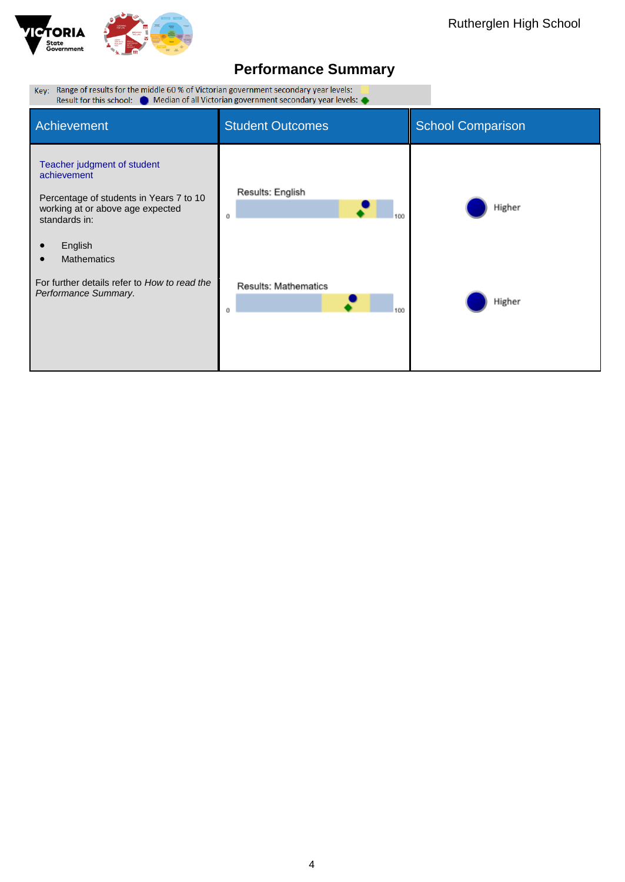# Performance Summary

Key: Range of results for the middle 60 % of Victorian government secondary year levels:
Result for this school: ● Median of all Victorian government secondary year levels: ◆

| Achievement | Student Outcomes | School Comparison |
|---|---|---|
| Teacher judgment of student achievement<br><br>Percentage of students in Years 7 to 10 working at or above age expected standards in:<br><br>• English<br>• Mathematics<br><br>For further details refer to *How to read the Performance Summary.* | Results: English (0–100)<br><br>Results: Mathematics (0–100) | Higher<br><br>Higher |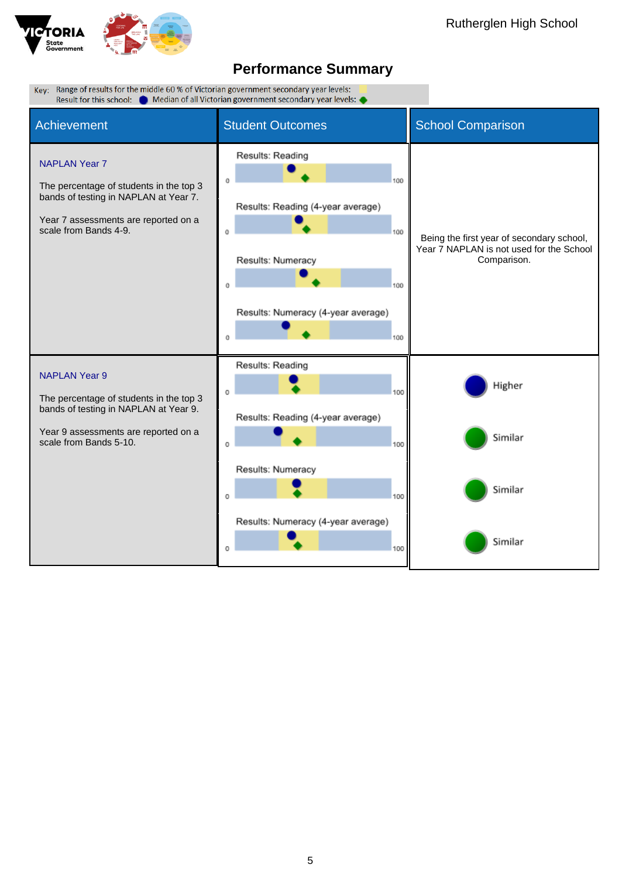Rutherglen High School

# Performance Summary

Key: Range of results for the middle 60 % of Victorian government secondary year levels:
Result for this school: ● Median of all Victorian government secondary year levels: ◆

| Achievement | Student Outcomes | School Comparison |
|---|---|---|
| **NAPLAN Year 7**<br><br>The percentage of students in the top 3 bands of testing in NAPLAN at Year 7.<br><br>Year 7 assessments are reported on a scale from Bands 4-9. | Results: Reading (0–100)<br><br>Results: Reading (4-year average) (0–100)<br><br>Results: Numeracy (0–100)<br><br>Results: Numeracy (4-year average) (0–100) | Being the first year of secondary school, Year 7 NAPLAN is not used for the School Comparison. |
| **NAPLAN Year 9**<br><br>The percentage of students in the top 3 bands of testing in NAPLAN at Year 9.<br><br>Year 9 assessments are reported on a scale from Bands 5-10. | Results: Reading (0–100)<br><br>Results: Reading (4-year average) (0–100)<br><br>Results: Numeracy (0–100)<br><br>Results: Numeracy (4-year average) (0–100) | Higher<br><br>Similar<br><br>Similar<br><br>Similar |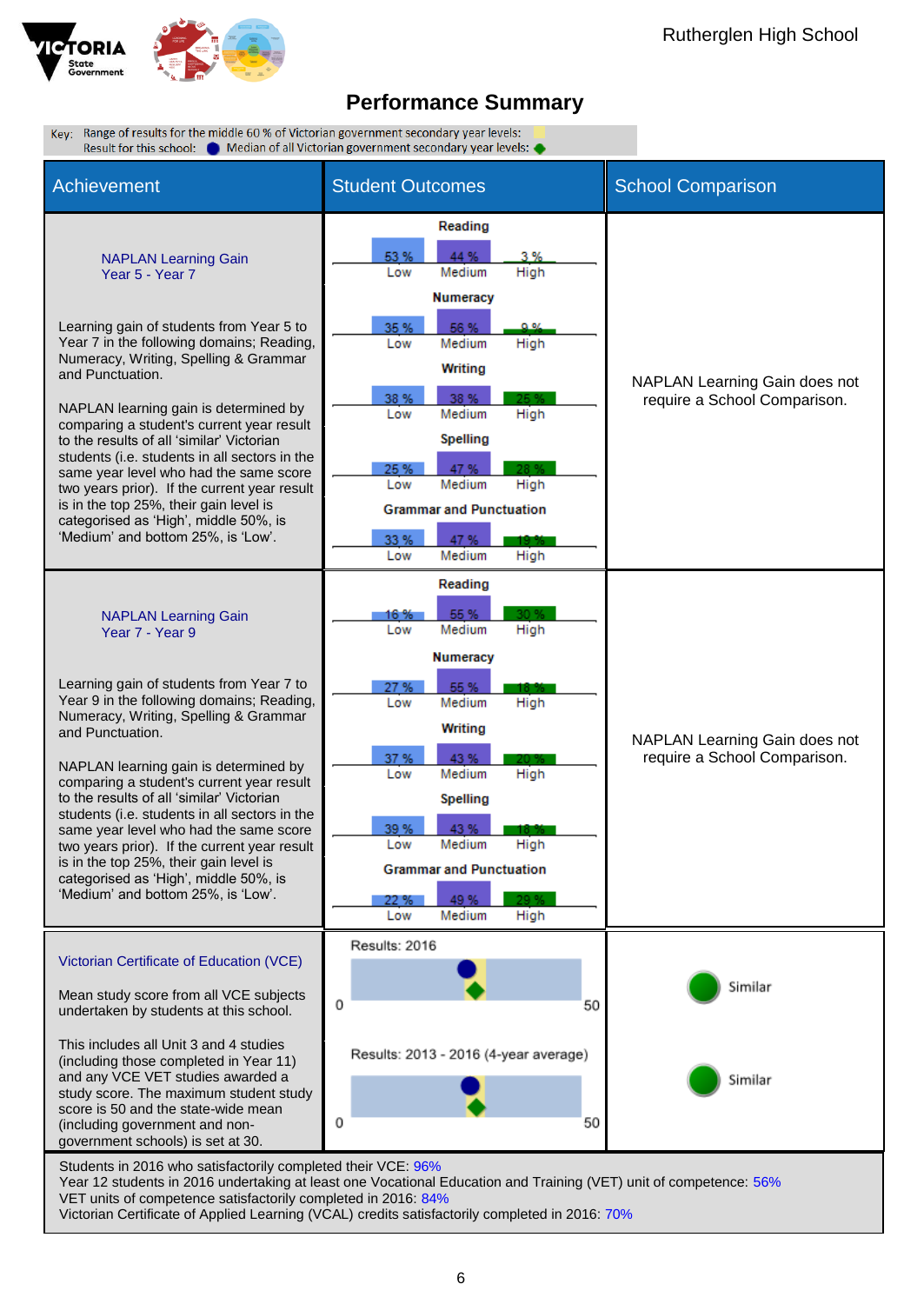Rutherglen High School

# Performance Summary

Key: Range of results for the middle 60 % of Victorian government secondary year levels:
Result for this school: ● Median of all Victorian government secondary year levels: ◆

| Achievement | Student Outcomes | School Comparison |
|---|---|---|
| **NAPLAN Learning Gain Year 5 - Year 7**<br><br>Learning gain of students from Year 5 to Year 7 in the following domains; Reading, Numeracy, Writing, Spelling & Grammar and Punctuation.<br><br>NAPLAN learning gain is determined by comparing a student's current year result to the results of all 'similar' Victorian students (i.e. students in all sectors in the same year level who had the same score two years prior). If the current year result is in the top 25%, their gain level is categorised as 'High', middle 50%, is 'Medium' and bottom 25%, is 'Low'. | **Reading**: Low 53 %, Medium 44 %, High 3 %<br>**Numeracy**: Low 35 %, Medium 56 %, High 9 %<br>**Writing**: Low 38 %, Medium 38 %, High 25 %<br>**Spelling**: Low 25 %, Medium 47 %, High 28 %<br>**Grammar and Punctuation**: Low 33 %, Medium 47 %, High 19 % | NAPLAN Learning Gain does not require a School Comparison. |
| **NAPLAN Learning Gain Year 7 - Year 9**<br><br>Learning gain of students from Year 7 to Year 9 in the following domains; Reading, Numeracy, Writing, Spelling & Grammar and Punctuation.<br><br>NAPLAN learning gain is determined by comparing a student's current year result to the results of all 'similar' Victorian students (i.e. students in all sectors in the same year level who had the same score two years prior). If the current year result is in the top 25%, their gain level is categorised as 'High', middle 50%, is 'Medium' and bottom 25%, is 'Low'. | **Reading**: Low 16 %, Medium 55 %, High 30 %<br>**Numeracy**: Low 27 %, Medium 55 %, High 18 %<br>**Writing**: Low 37 %, Medium 43 %, High 20 %<br>**Spelling**: Low 39 %, Medium 43 %, High 18 %<br>**Grammar and Punctuation**: Low 22 %, Medium 49 %, High 29 % | NAPLAN Learning Gain does not require a School Comparison. |
| **Victorian Certificate of Education (VCE)**<br><br>Mean study score from all VCE subjects undertaken by students at this school.<br><br>This includes all Unit 3 and 4 studies (including those completed in Year 11) and any VCE VET studies awarded a study score. The maximum student study score is 50 and the state-wide mean (including government and non-government schools) is set at 30. | Results: 2016 (scale 0–50)<br><br>Results: 2013 - 2016 (4-year average) (scale 0–50) | Similar<br><br>Similar |

Students in 2016 who satisfactorily completed their VCE: 96%
Year 12 students in 2016 undertaking at least one Vocational Education and Training (VET) unit of competence: 56%
VET units of competence satisfactorily completed in 2016: 84%
Victorian Certificate of Applied Learning (VCAL) credits satisfactorily completed in 2016: 70%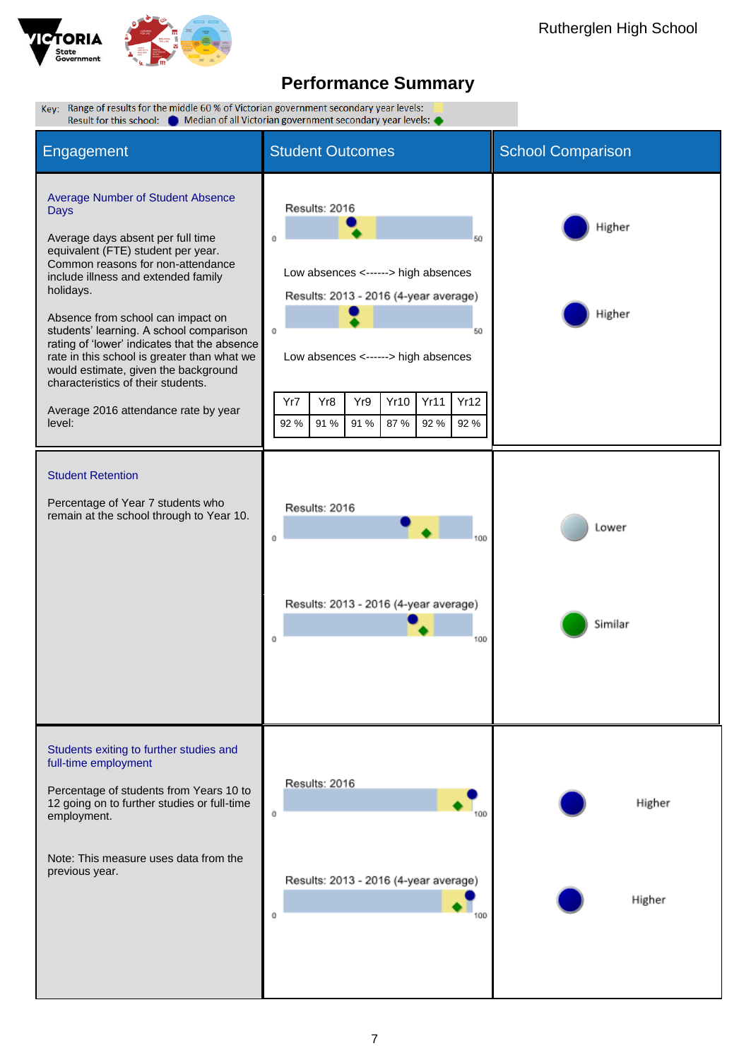Rutherglen High School

# Performance Summary

Key: Range of results for the middle 60 % of Victorian government secondary year levels:
Result for this school: ● Median of all Victorian government secondary year levels: ◆

| Engagement | Student Outcomes | School Comparison |
|---|---|---|
| **Average Number of Student Absence Days**<br><br>Average days absent per full time equivalent (FTE) student per year. Common reasons for non-attendance include illness and extended family holidays.<br><br>Absence from school can impact on students' learning. A school comparison rating of 'lower' indicates that the absence rate in this school is greater than what we would estimate, given the background characteristics of their students.<br><br>Average 2016 attendance rate by year level: | Results: 2016 (scale 0–50)<br>Low absences <------> high absences<br><br>Results: 2013 - 2016 (4-year average) (scale 0–50)<br>Low absences <------> high absences | Higher<br><br>Higher |
| **Student Retention**<br><br>Percentage of Year 7 students who remain at the school through to Year 10. | Results: 2016 (scale 0–100)<br><br>Results: 2013 - 2016 (4-year average) (scale 0–100) | Lower<br><br>Similar |
| **Students exiting to further studies and full-time employment**<br><br>Percentage of students from Years 10 to 12 going on to further studies or full-time employment.<br><br>Note: This measure uses data from the previous year. | Results: 2016 (scale 0–100)<br><br>Results: 2013 - 2016 (4-year average) (scale 0–100) | Higher<br><br>Higher |

Average 2016 attendance rate by year level:

| Yr7 | Yr8 | Yr9 | Yr10 | Yr11 | Yr12 |
|---|---|---|---|---|---|
| 92 % | 91 % | 91 % | 87 % | 92 % | 92 % |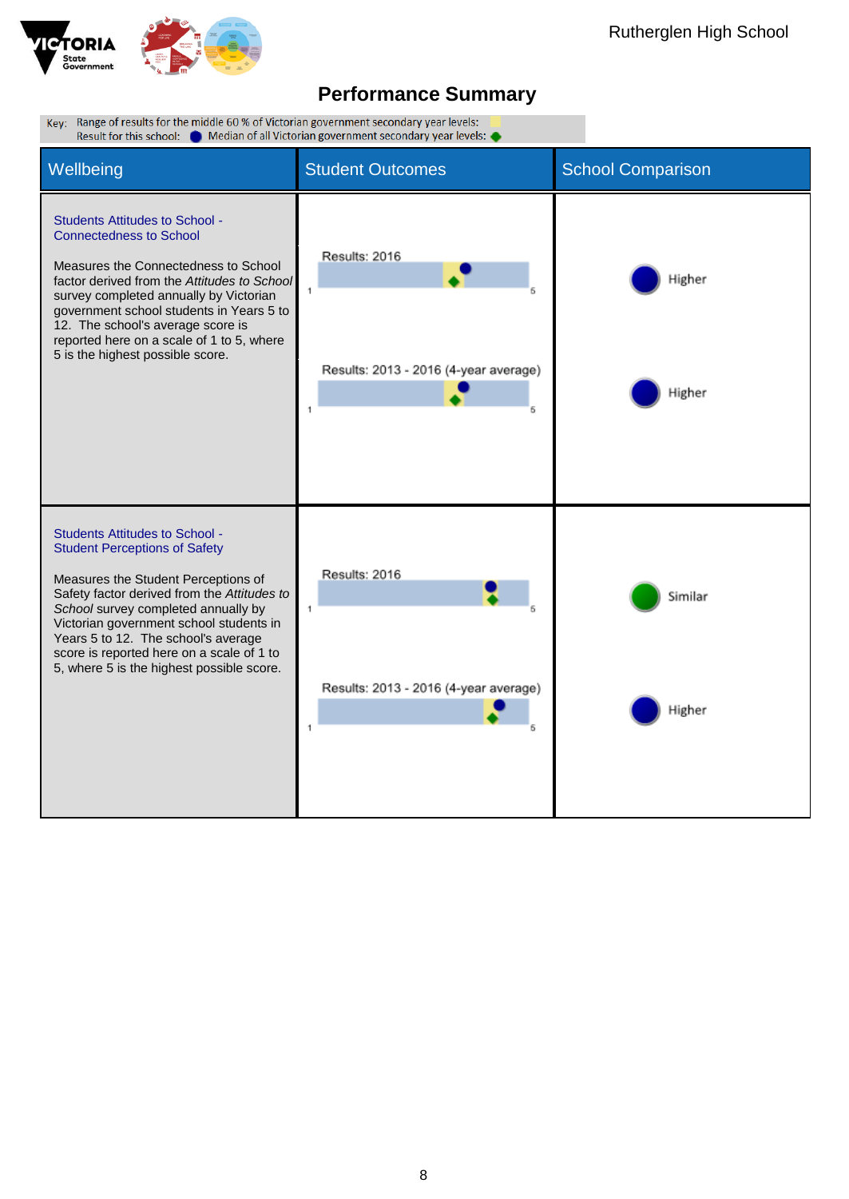## Performance Summary

Key: Range of results for the middle 60 % of Victorian government secondary year levels:
Result for this school: ● Median of all Victorian government secondary year levels: ◆

| Wellbeing | Student Outcomes | School Comparison |
|---|---|---|
| **Students Attitudes to School - Connectedness to School**<br><br>Measures the Connectedness to School factor derived from the *Attitudes to School* survey completed annually by Victorian government school students in Years 5 to 12. The school's average score is reported here on a scale of 1 to 5, where 5 is the highest possible score. | Results: 2016<br><br>Results: 2013 - 2016 (4-year average) | Higher<br><br>Higher |
| **Students Attitudes to School - Student Perceptions of Safety**<br><br>Measures the Student Perceptions of Safety factor derived from the *Attitudes to School* survey completed annually by Victorian government school students in Years 5 to 12. The school's average score is reported here on a scale of 1 to 5, where 5 is the highest possible score. | Results: 2016<br><br>Results: 2013 - 2016 (4-year average) | Similar<br><br>Higher |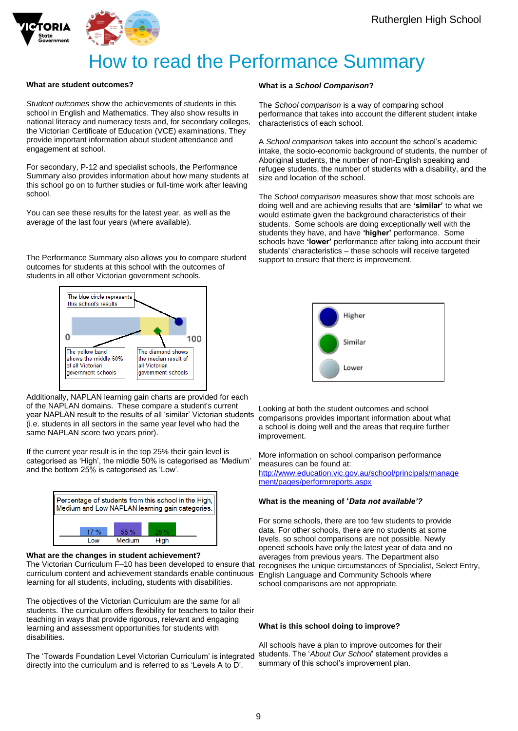# How to read the Performance Summary

### What are student outcomes?

*Student outcomes* show the achievements of students in this school in English and Mathematics. They also show results in national literacy and numeracy tests and, for secondary colleges, the Victorian Certificate of Education (VCE) examinations. They provide important information about student attendance and engagement at school.

For secondary, P-12 and specialist schools, the Performance Summary also provides information about how many students at this school go on to further studies or full-time work after leaving school.

You can see these results for the latest year, as well as the average of the last four years (where available).

The Performance Summary also allows you to compare student outcomes for students at this school with the outcomes of students in all other Victorian government schools.

The blue circle represents this school's results

0 — 100

The yellow band shows the middle 60% of all Victorian government schools

The diamond shows the median result of all Victorian government schools

Additionally, NAPLAN learning gain charts are provided for each of the NAPLAN domains. These compare a student's current year NAPLAN result to the results of all 'similar' Victorian students (i.e. students in all sectors in the same year level who had the same NAPLAN score two years prior).

If the current year result is in the top 25% their gain level is categorised as 'High', the middle 50% is categorised as 'Medium' and the bottom 25% is categorised as 'Low'.

Percentage of students from this school in the High, Medium and Low NAPLAN learning gain categories.

| Low | Medium | High |
|---|---|---|
| 17 % | 55 % | 28 % |

### What are the changes in student achievement?

The Victorian Curriculum F–10 has been developed to ensure that curriculum content and achievement standards enable continuous learning for all students, including, students with disabilities.

The objectives of the Victorian Curriculum are the same for all students. The curriculum offers flexibility for teachers to tailor their teaching in ways that provide rigorous, relevant and engaging learning and assessment opportunities for students with disabilities.

The 'Towards Foundation Level Victorian Curriculum' is integrated directly into the curriculum and is referred to as 'Levels A to D'.

### What is a *School Comparison*?

The *School comparison* is a way of comparing school performance that takes into account the different student intake characteristics of each school.

A *School comparison* takes into account the school's academic intake, the socio-economic background of students, the number of Aboriginal students, the number of non-English speaking and refugee students, the number of students with a disability, and the size and location of the school.

The *School comparison* measures show that most schools are doing well and are achieving results that are **'similar'** to what we would estimate given the background characteristics of their students. Some schools are doing exceptionally well with the students they have, and have **'higher'** performance. Some schools have **'lower'** performance after taking into account their students' characteristics – these schools will receive targeted support to ensure that there is improvement.

Higher

Similar

Lower

Looking at both the student outcomes and school comparisons provides important information about what a school is doing well and the areas that require further improvement.

More information on school comparison performance measures can be found at:
http://www.education.vic.gov.au/school/principals/management/pages/performreports.aspx

### What is the meaning of '*Data not available'?*

For some schools, there are too few students to provide data. For other schools, there are no students at some levels, so school comparisons are not possible. Newly opened schools have only the latest year of data and no averages from previous years. The Department also recognises the unique circumstances of Specialist, Select Entry, English Language and Community Schools where school comparisons are not appropriate.

### What is this school doing to improve?

All schools have a plan to improve outcomes for their students. The '*About Our School*' statement provides a summary of this school's improvement plan.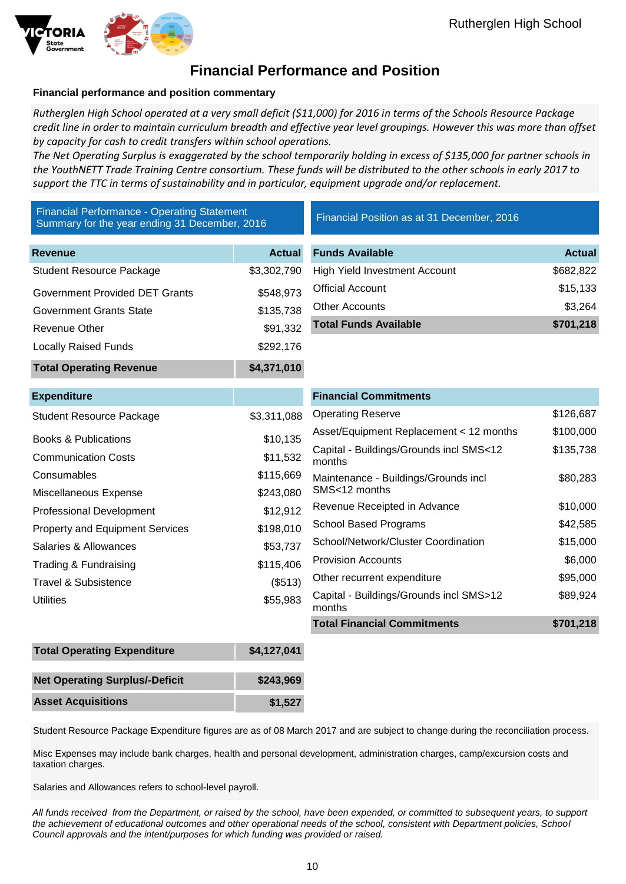# Financial Performance and Position

### Financial performance and position commentary

*Rutherglen High School operated at a very small deficit ($11,000) for 2016 in terms of the Schools Resource Package credit line in order to maintain curriculum breadth and effective year level groupings. However this was more than offset by capacity for cash to credit transfers within school operations.*
*The Net Operating Surplus is exaggerated by the school temporarily holding in excess of $135,000 for partner schools in the YouthNETT Trade Training Centre consortium. These funds will be distributed to the other schools in early 2017 to support the TTC in terms of sustainability and in particular, equipment upgrade and/or replacement.*

**Financial Performance - Operating Statement Summary for the year ending 31 December, 2016**

| Revenue | Actual |
|---|---|
| Student Resource Package | $3,302,790 |
| Government Provided DET Grants | $548,973 |
| Government Grants State | $135,738 |
| Revenue Other | $91,332 |
| Locally Raised Funds | $292,176 |
| **Total Operating Revenue** | **$4,371,010** |

| Expenditure | |
|---|---|
| Student Resource Package | $3,311,088 |
| Books & Publications | $10,135 |
| Communication Costs | $11,532 |
| Consumables | $115,669 |
| Miscellaneous Expense | $243,080 |
| Professional Development | $12,912 |
| Property and Equipment Services | $198,010 |
| Salaries & Allowances | $53,737 |
| Trading & Fundraising | $115,406 |
| Travel & Subsistence | ($513) |
| Utilities | $55,983 |
| **Total Operating Expenditure** | **$4,127,041** |
| **Net Operating Surplus/-Deficit** | **$243,969** |
| **Asset Acquisitions** | **$1,527** |

**Financial Position as at 31 December, 2016**

| Funds Available | Actual |
|---|---|
| High Yield Investment Account | $682,822 |
| Official Account | $15,133 |
| Other Accounts | $3,264 |
| **Total Funds Available** | **$701,218** |

| Financial Commitments | |
|---|---|
| Operating Reserve | $126,687 |
| Asset/Equipment Replacement < 12 months | $100,000 |
| Capital - Buildings/Grounds incl SMS<12 months | $135,738 |
| Maintenance - Buildings/Grounds incl SMS<12 months | $80,283 |
| Revenue Receipted in Advance | $10,000 |
| School Based Programs | $42,585 |
| School/Network/Cluster Coordination | $15,000 |
| Provision Accounts | $6,000 |
| Other recurrent expenditure | $95,000 |
| Capital - Buildings/Grounds incl SMS>12 months | $89,924 |
| **Total Financial Commitments** | **$701,218** |

Student Resource Package Expenditure figures are as of 08 March 2017 and are subject to change during the reconciliation process.

Misc Expenses may include bank charges, health and personal development, administration charges, camp/excursion costs and taxation charges.

Salaries and Allowances refers to school-level payroll.

*All funds received from the Department, or raised by the school, have been expended, or committed to subsequent years, to support the achievement of educational outcomes and other operational needs of the school, consistent with Department policies, School Council approvals and the intent/purposes for which funding was provided or raised.*